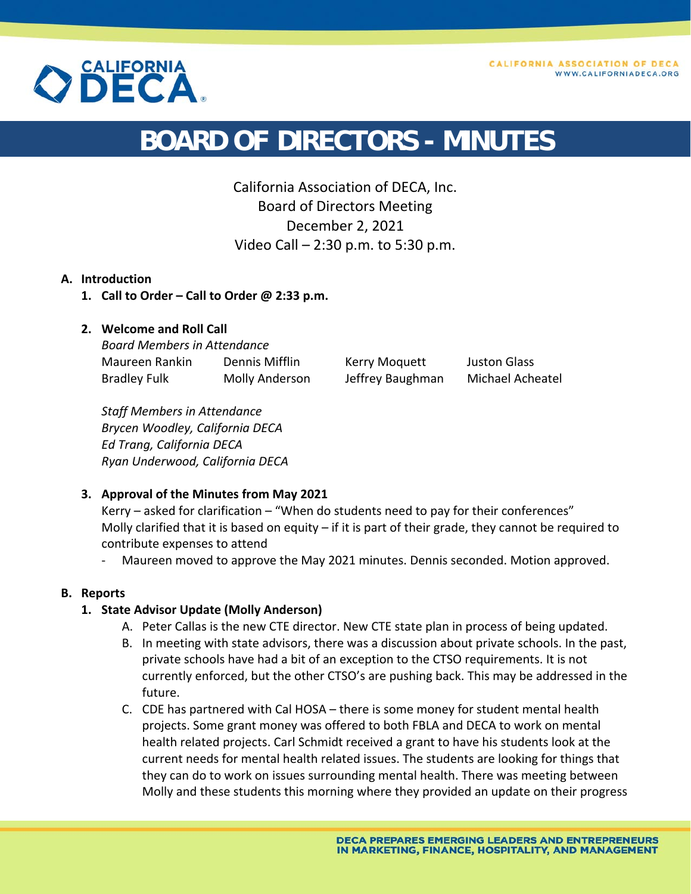# BOARD OF DIRECTORS - MINUTES

California Association of DECA, Inc.
Board of Directors Meeting
December 2, 2021
Video Call – 2:30 p.m. to 5:30 p.m.

**A. Introduction**

1. **Call to Order – Call to Order @ 2:33 p.m.**

2. **Welcome and Roll Call**

   *Board Members in Attendance*

   | | | | |
   |---|---|---|---|
   | Maureen Rankin | Dennis Mifflin | Kerry Moquett | Juston Glass |
   | Bradley Fulk | Molly Anderson | Jeffrey Baughman | Michael Acheatel |

   *Staff Members in Attendance*
   *Brycen Woodley, California DECA*
   *Ed Trang, California DECA*
   *Ryan Underwood, California DECA*

3. **Approval of the Minutes from May 2021**

   Kerry – asked for clarification – "When do students need to pay for their conferences"
   Molly clarified that it is based on equity – if it is part of their grade, they cannot be required to contribute expenses to attend

   - Maureen moved to approve the May 2021 minutes. Dennis seconded. Motion approved.

**B. Reports**

1. **State Advisor Update (Molly Anderson)**

   A. Peter Callas is the new CTE director. New CTE state plan in process of being updated.

   B. In meeting with state advisors, there was a discussion about private schools. In the past, private schools have had a bit of an exception to the CTSO requirements. It is not currently enforced, but the other CTSO's are pushing back. This may be addressed in the future.

   C. CDE has partnered with Cal HOSA – there is some money for student mental health projects. Some grant money was offered to both FBLA and DECA to work on mental health related projects. Carl Schmidt received a grant to have his students look at the current needs for mental health related issues. The students are looking for things that they can do to work on issues surrounding mental health. There was meeting between Molly and these students this morning where they provided an update on their progress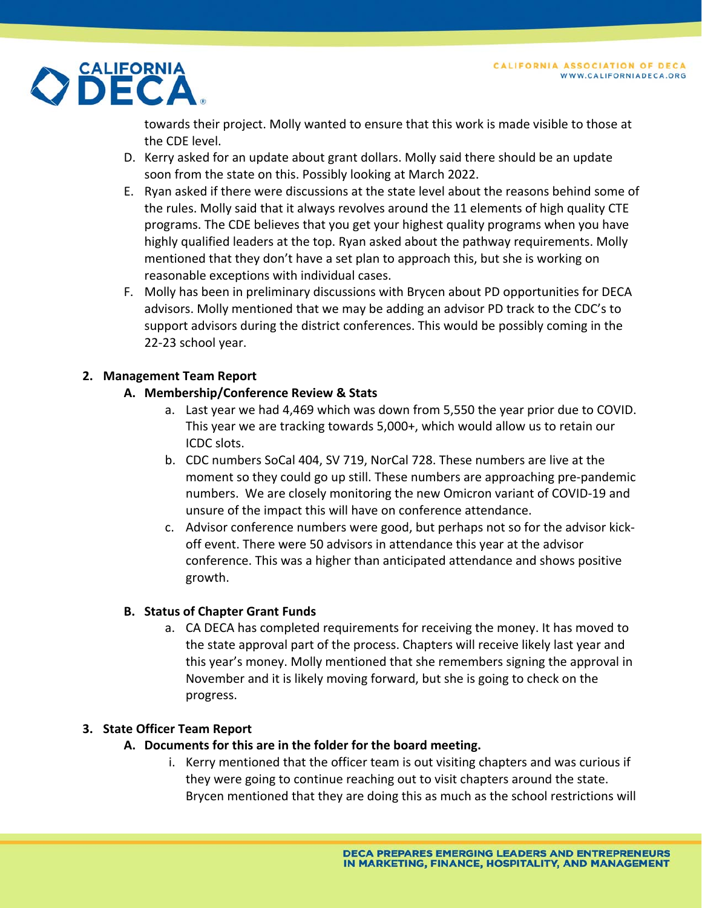towards their project. Molly wanted to ensure that this work is made visible to those at the CDE level.

D. Kerry asked for an update about grant dollars. Molly said there should be an update soon from the state on this. Possibly looking at March 2022.

E. Ryan asked if there were discussions at the state level about the reasons behind some of the rules. Molly said that it always revolves around the 11 elements of high quality CTE programs. The CDE believes that you get your highest quality programs when you have highly qualified leaders at the top. Ryan asked about the pathway requirements. Molly mentioned that they don't have a set plan to approach this, but she is working on reasonable exceptions with individual cases.

F. Molly has been in preliminary discussions with Brycen about PD opportunities for DECA advisors. Molly mentioned that we may be adding an advisor PD track to the CDC's to support advisors during the district conferences. This would be possibly coming in the 22-23 school year.

**2. Management Team Report**

**A. Membership/Conference Review & Stats**

a. Last year we had 4,469 which was down from 5,550 the year prior due to COVID. This year we are tracking towards 5,000+, which would allow us to retain our ICDC slots.

b. CDC numbers SoCal 404, SV 719, NorCal 728. These numbers are live at the moment so they could go up still. These numbers are approaching pre-pandemic numbers. We are closely monitoring the new Omicron variant of COVID-19 and unsure of the impact this will have on conference attendance.

c. Advisor conference numbers were good, but perhaps not so for the advisor kick-off event. There were 50 advisors in attendance this year at the advisor conference. This was a higher than anticipated attendance and shows positive growth.

**B. Status of Chapter Grant Funds**

a. CA DECA has completed requirements for receiving the money. It has moved to the state approval part of the process. Chapters will receive likely last year and this year's money. Molly mentioned that she remembers signing the approval in November and it is likely moving forward, but she is going to check on the progress.

**3. State Officer Team Report**

**A. Documents for this are in the folder for the board meeting.**

i. Kerry mentioned that the officer team is out visiting chapters and was curious if they were going to continue reaching out to visit chapters around the state. Brycen mentioned that they are doing this as much as the school restrictions will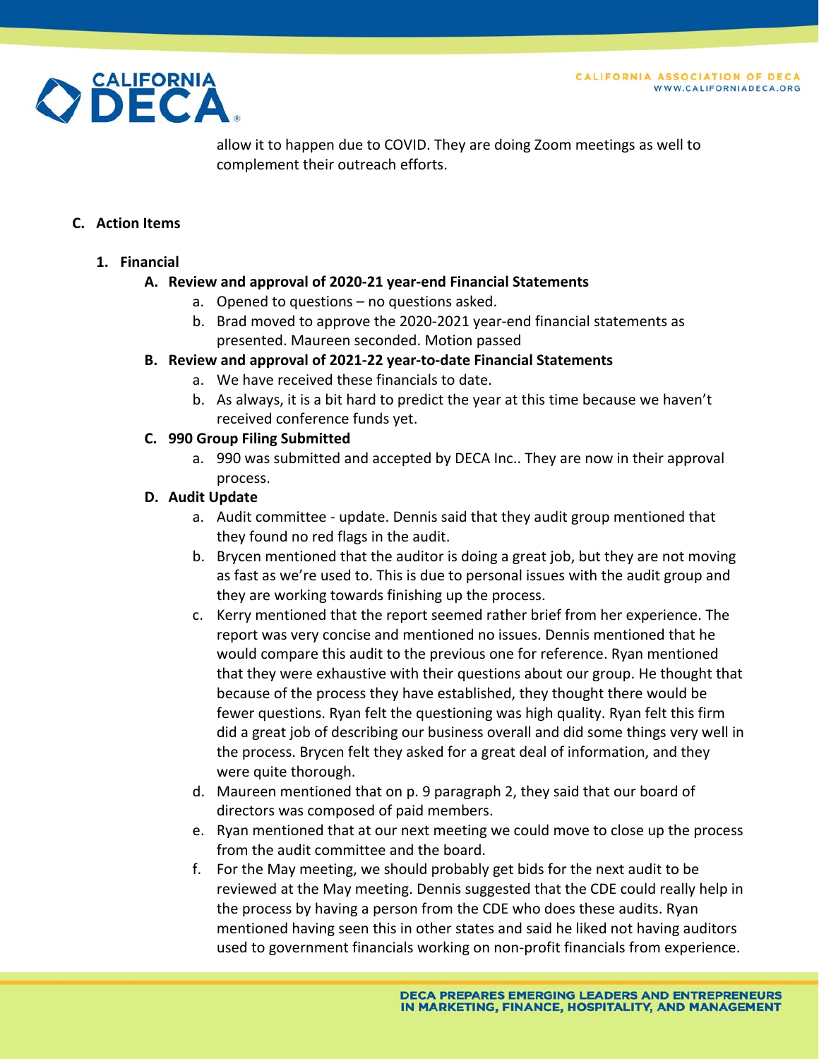allow it to happen due to COVID. They are doing Zoom meetings as well to complement their outreach efforts.

**C. Action Items**

1. **Financial**
   - **A. Review and approval of 2020-21 year-end Financial Statements**
     - a. Opened to questions – no questions asked.
     - b. Brad moved to approve the 2020-2021 year-end financial statements as presented. Maureen seconded. Motion passed
   - **B. Review and approval of 2021-22 year-to-date Financial Statements**
     - a. We have received these financials to date.
     - b. As always, it is a bit hard to predict the year at this time because we haven't received conference funds yet.
   - **C. 990 Group Filing Submitted**
     - a. 990 was submitted and accepted by DECA Inc.. They are now in their approval process.
   - **D. Audit Update**
     - a. Audit committee - update. Dennis said that they audit group mentioned that they found no red flags in the audit.
     - b. Brycen mentioned that the auditor is doing a great job, but they are not moving as fast as we're used to. This is due to personal issues with the audit group and they are working towards finishing up the process.
     - c. Kerry mentioned that the report seemed rather brief from her experience. The report was very concise and mentioned no issues. Dennis mentioned that he would compare this audit to the previous one for reference. Ryan mentioned that they were exhaustive with their questions about our group. He thought that because of the process they have established, they thought there would be fewer questions. Ryan felt the questioning was high quality. Ryan felt this firm did a great job of describing our business overall and did some things very well in the process. Brycen felt they asked for a great deal of information, and they were quite thorough.
     - d. Maureen mentioned that on p. 9 paragraph 2, they said that our board of directors was composed of paid members.
     - e. Ryan mentioned that at our next meeting we could move to close up the process from the audit committee and the board.
     - f. For the May meeting, we should probably get bids for the next audit to be reviewed at the May meeting. Dennis suggested that the CDE could really help in the process by having a person from the CDE who does these audits. Ryan mentioned having seen this in other states and said he liked not having auditors used to government financials working on non-profit financials from experience.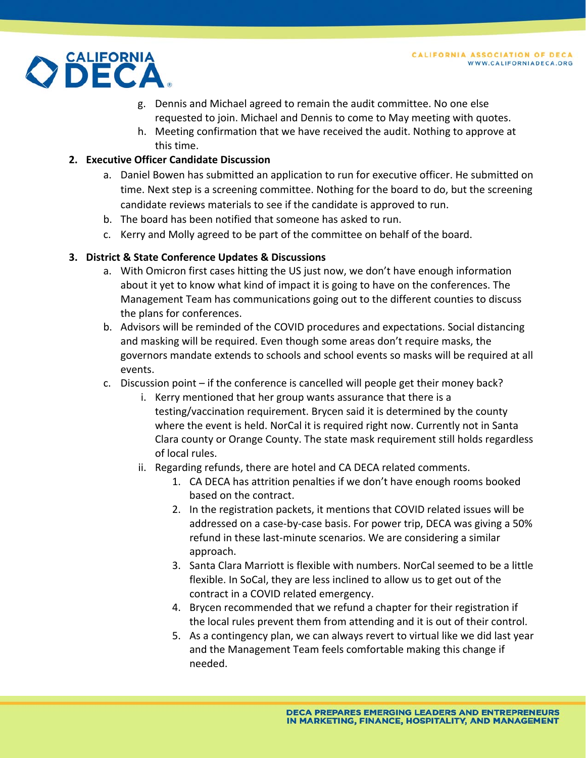g. Dennis and Michael agreed to remain the audit committee. No one else requested to join. Michael and Dennis to come to May meeting with quotes.

h. Meeting confirmation that we have received the audit. Nothing to approve at this time.

**2. Executive Officer Candidate Discussion**

a. Daniel Bowen has submitted an application to run for executive officer. He submitted on time. Next step is a screening committee. Nothing for the board to do, but the screening candidate reviews materials to see if the candidate is approved to run.

b. The board has been notified that someone has asked to run.

c. Kerry and Molly agreed to be part of the committee on behalf of the board.

**3. District & State Conference Updates & Discussions**

a. With Omicron first cases hitting the US just now, we don't have enough information about it yet to know what kind of impact it is going to have on the conferences. The Management Team has communications going out to the different counties to discuss the plans for conferences.

b. Advisors will be reminded of the COVID procedures and expectations. Social distancing and masking will be required. Even though some areas don't require masks, the governors mandate extends to schools and school events so masks will be required at all events.

c. Discussion point – if the conference is cancelled will people get their money back?

   i. Kerry mentioned that her group wants assurance that there is a testing/vaccination requirement. Brycen said it is determined by the county where the event is held. NorCal it is required right now. Currently not in Santa Clara county or Orange County. The state mask requirement still holds regardless of local rules.

   ii. Regarding refunds, there are hotel and CA DECA related comments.

      1. CA DECA has attrition penalties if we don't have enough rooms booked based on the contract.
      2. In the registration packets, it mentions that COVID related issues will be addressed on a case-by-case basis. For power trip, DECA was giving a 50% refund in these last-minute scenarios. We are considering a similar approach.
      3. Santa Clara Marriott is flexible with numbers. NorCal seemed to be a little flexible. In SoCal, they are less inclined to allow us to get out of the contract in a COVID related emergency.
      4. Brycen recommended that we refund a chapter for their registration if the local rules prevent them from attending and it is out of their control.
      5. As a contingency plan, we can always revert to virtual like we did last year and the Management Team feels comfortable making this change if needed.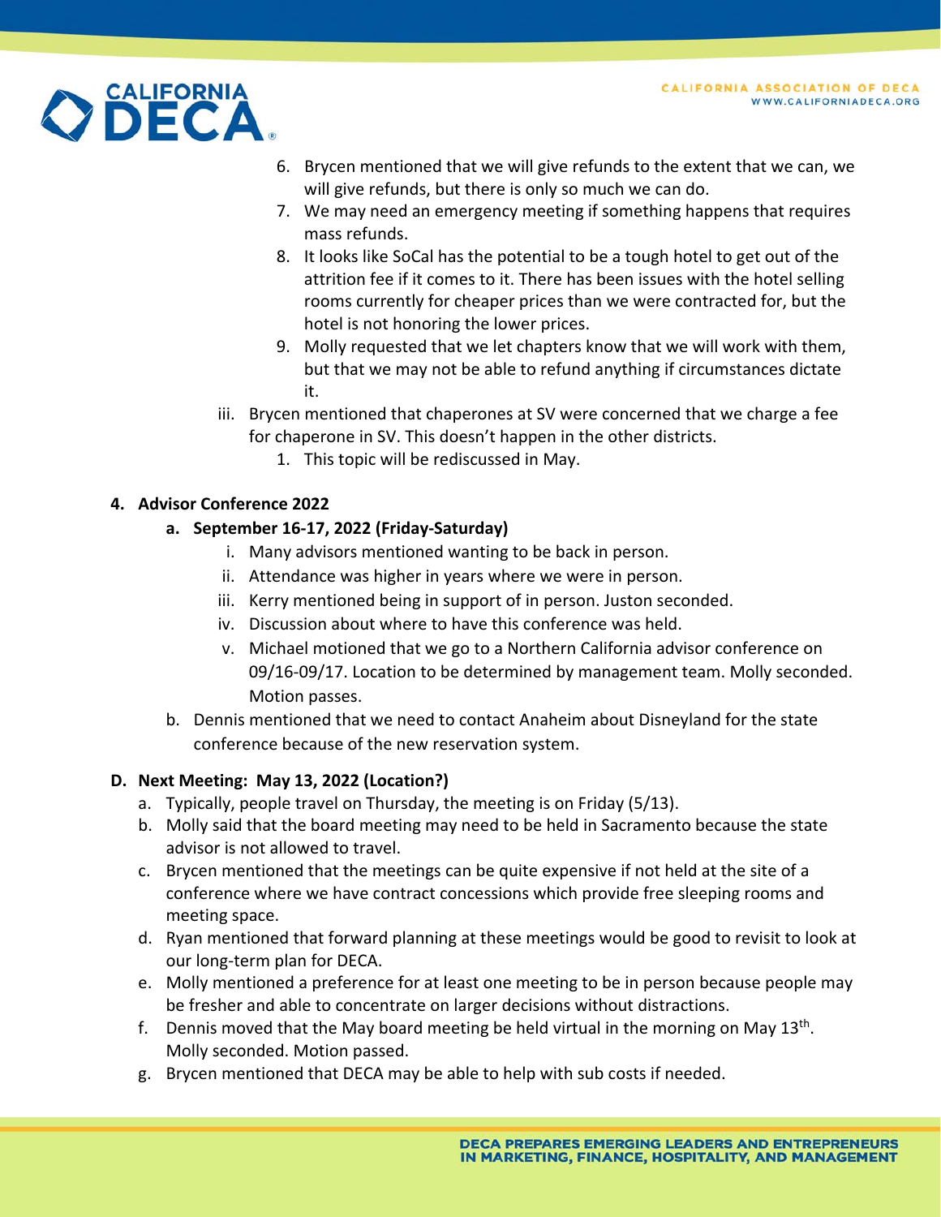6. Brycen mentioned that we will give refunds to the extent that we can, we will give refunds, but there is only so much we can do.
7. We may need an emergency meeting if something happens that requires mass refunds.
8. It looks like SoCal has the potential to be a tough hotel to get out of the attrition fee if it comes to it. There has been issues with the hotel selling rooms currently for cheaper prices than we were contracted for, but the hotel is not honoring the lower prices.
9. Molly requested that we let chapters know that we will work with them, but that we may not be able to refund anything if circumstances dictate it.

iii. Brycen mentioned that chaperones at SV were concerned that we charge a fee for chaperone in SV. This doesn't happen in the other districts.
   1. This topic will be rediscussed in May.

**4. Advisor Conference 2022**

**a. September 16-17, 2022 (Friday-Saturday)**

i. Many advisors mentioned wanting to be back in person.
ii. Attendance was higher in years where we were in person.
iii. Kerry mentioned being in support of in person. Juston seconded.
iv. Discussion about where to have this conference was held.
v. Michael motioned that we go to a Northern California advisor conference on 09/16-09/17. Location to be determined by management team. Molly seconded. Motion passes.

b. Dennis mentioned that we need to contact Anaheim about Disneyland for the state conference because of the new reservation system.

**D. Next Meeting: May 13, 2022 (Location?)**

a. Typically, people travel on Thursday, the meeting is on Friday (5/13).
b. Molly said that the board meeting may need to be held in Sacramento because the state advisor is not allowed to travel.
c. Brycen mentioned that the meetings can be quite expensive if not held at the site of a conference where we have contract concessions which provide free sleeping rooms and meeting space.
d. Ryan mentioned that forward planning at these meetings would be good to revisit to look at our long-term plan for DECA.
e. Molly mentioned a preference for at least one meeting to be in person because people may be fresher and able to concentrate on larger decisions without distractions.
f. Dennis moved that the May board meeting be held virtual in the morning on May 13th. Molly seconded. Motion passed.
g. Brycen mentioned that DECA may be able to help with sub costs if needed.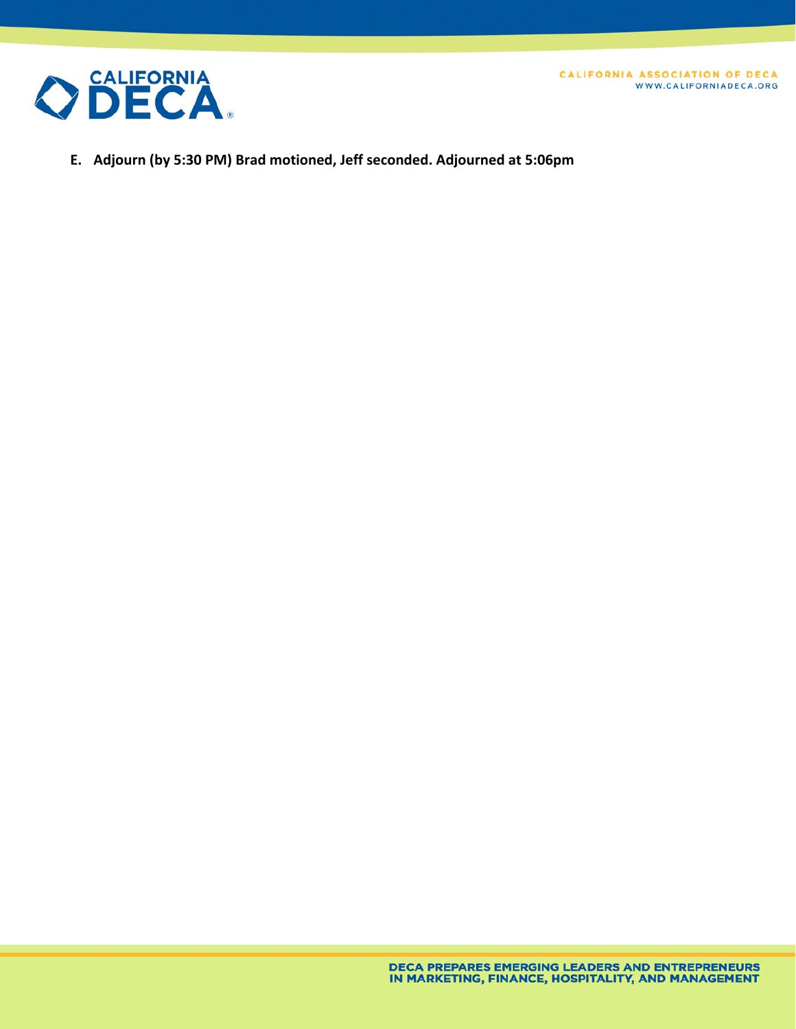**E. Adjourn (by 5:30 PM) Brad motioned, Jeff seconded. Adjourned at 5:06pm**